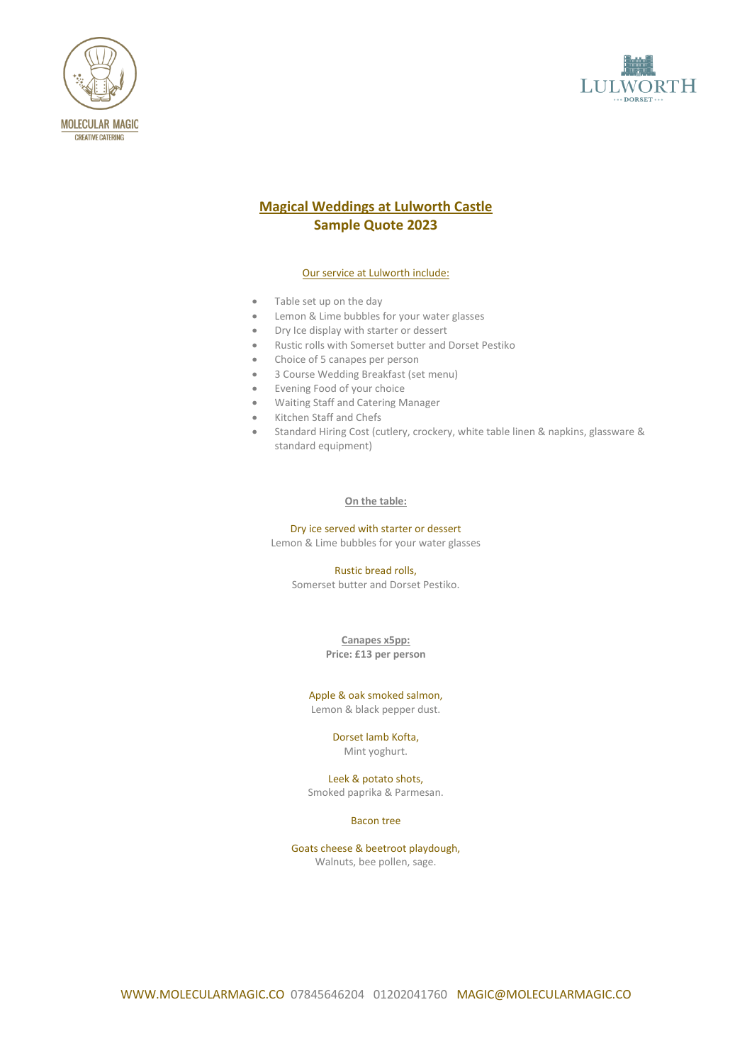MOLECULAR MAGIC
CREATIVE CATERING

LULWORTH
DORSET

# Magical Weddings at Lulworth Castle
## Sample Quote 2023

Our service at Lulworth include:

- Table set up on the day
- Lemon & Lime bubbles for your water glasses
- Dry Ice display with starter or dessert
- Rustic rolls with Somerset butter and Dorset Pestiko
- Choice of 5 canapes per person
- 3 Course Wedding Breakfast (set menu)
- Evening Food of your choice
- Waiting Staff and Catering Manager
- Kitchen Staff and Chefs
- Standard Hiring Cost (cutlery, crockery, white table linen & napkins, glassware & standard equipment)

### On the table:

Dry ice served with starter or dessert
Lemon & Lime bubbles for your water glasses

Rustic bread rolls,
Somerset butter and Dorset Pestiko.

### Canapes x5pp:
**Price: £13 per person**

Apple & oak smoked salmon,
Lemon & black pepper dust.

Dorset lamb Kofta,
Mint yoghurt.

Leek & potato shots,
Smoked paprika & Parmesan.

Bacon tree

Goats cheese & beetroot playdough,
Walnuts, bee pollen, sage.

WWW.MOLECULARMAGIC.CO 07845646204 01202041760 MAGIC@MOLECULARMAGIC.CO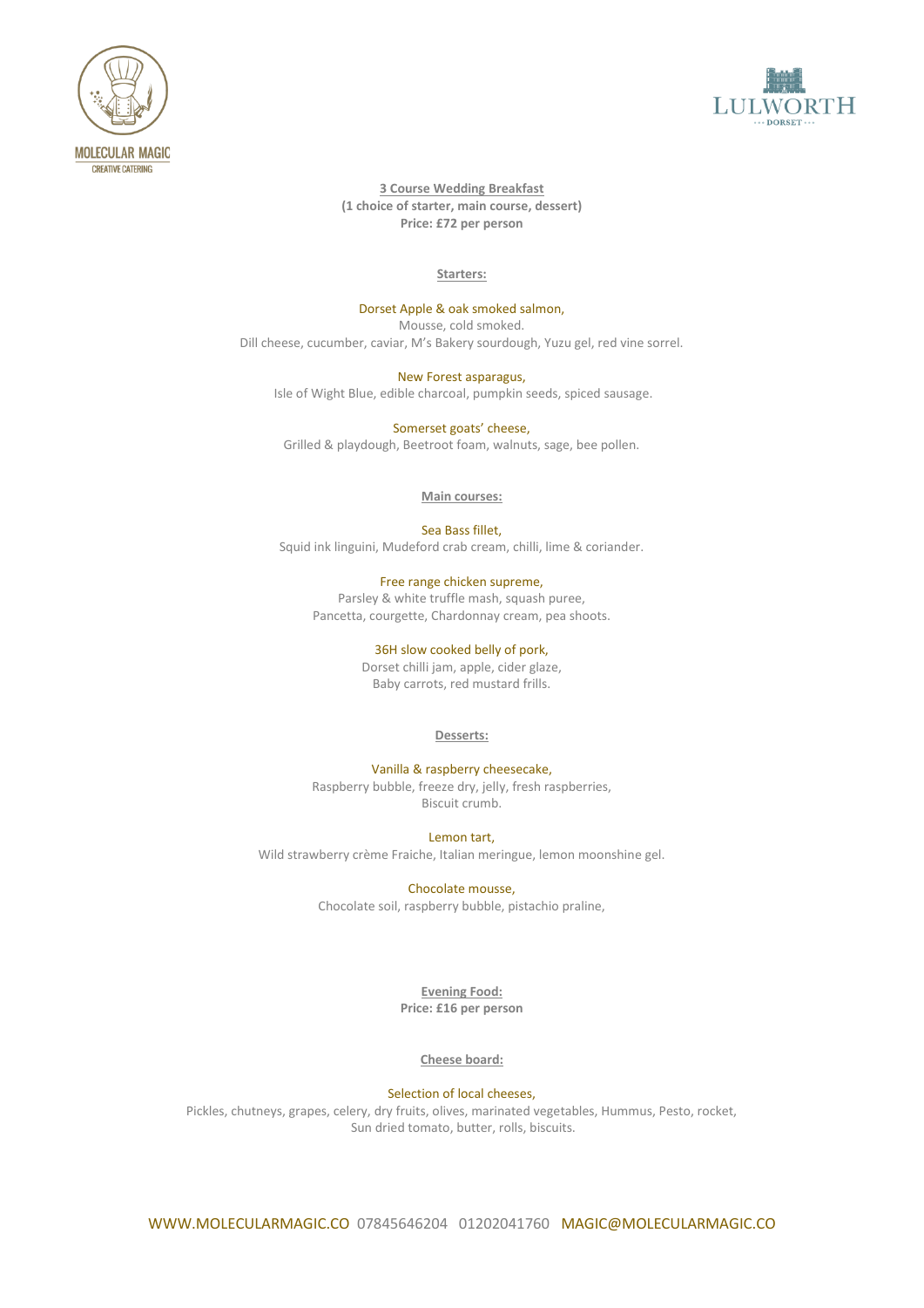MOLECULAR MAGIC
CREATIVE CATERING

LULWORTH
DORSET

## 3 Course Wedding Breakfast

**(1 choice of starter, main course, dessert)**
**Price: £72 per person**

### Starters:

Dorset Apple & oak smoked salmon,
Mousse, cold smoked.
Dill cheese, cucumber, caviar, M's Bakery sourdough, Yuzu gel, red vine sorrel.

New Forest asparagus,
Isle of Wight Blue, edible charcoal, pumpkin seeds, spiced sausage.

Somerset goats' cheese,
Grilled & playdough, Beetroot foam, walnuts, sage, bee pollen.

### Main courses:

Sea Bass fillet,
Squid ink linguini, Mudeford crab cream, chilli, lime & coriander.

Free range chicken supreme,
Parsley & white truffle mash, squash puree,
Pancetta, courgette, Chardonnay cream, pea shoots.

36H slow cooked belly of pork,
Dorset chilli jam, apple, cider glaze,
Baby carrots, red mustard frills.

### Desserts:

Vanilla & raspberry cheesecake,
Raspberry bubble, freeze dry, jelly, fresh raspberries,
Biscuit crumb.

Lemon tart,
Wild strawberry crème Fraiche, Italian meringue, lemon moonshine gel.

Chocolate mousse,
Chocolate soil, raspberry bubble, pistachio praline,

## Evening Food:

**Price: £16 per person**

### Cheese board:

Selection of local cheeses,
Pickles, chutneys, grapes, celery, dry fruits, olives, marinated vegetables, Hummus, Pesto, rocket,
Sun dried tomato, butter, rolls, biscuits.

WWW.MOLECULARMAGIC.CO 07845646204 01202041760 MAGIC@MOLECULARMAGIC.CO